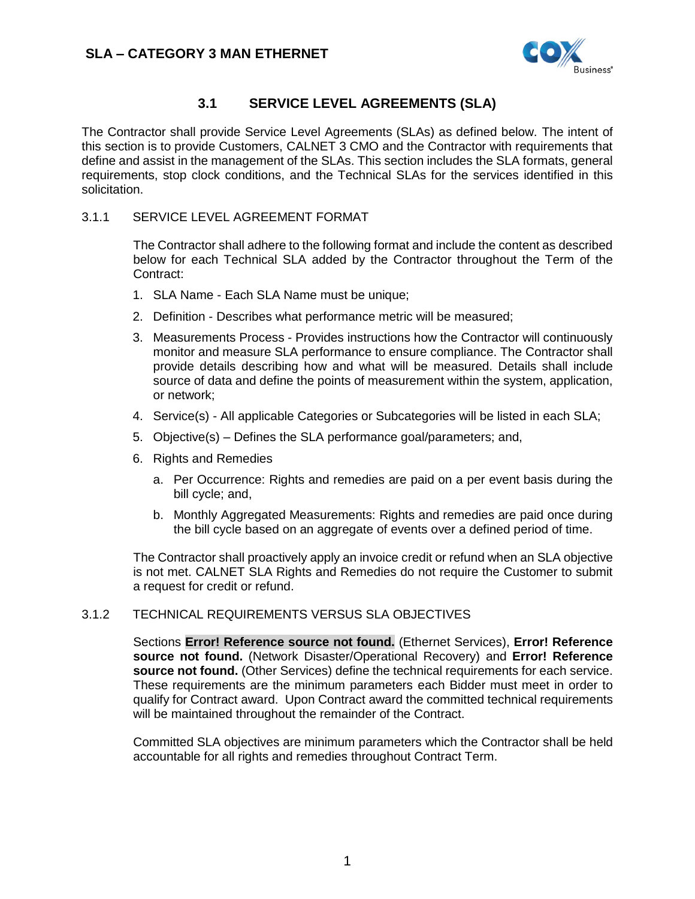## 3.1 SERVICE LEVEL AGREEMENTS (SLA)

The Contractor shall provide Service Level Agreements (SLAs) as defined below. The intent of this section is to provide Customers, CALNET 3 CMO and the Contractor with requirements that define and assist in the management of the SLAs. This section includes the SLA formats, general requirements, stop clock conditions, and the Technical SLAs for the services identified in this solicitation.

### 3.1.1 SERVICE LEVEL AGREEMENT FORMAT

The Contractor shall adhere to the following format and include the content as described below for each Technical SLA added by the Contractor throughout the Term of the Contract:

1. SLA Name - Each SLA Name must be unique;
2. Definition - Describes what performance metric will be measured;
3. Measurements Process - Provides instructions how the Contractor will continuously monitor and measure SLA performance to ensure compliance. The Contractor shall provide details describing how and what will be measured. Details shall include source of data and define the points of measurement within the system, application, or network;
4. Service(s) - All applicable Categories or Subcategories will be listed in each SLA;
5. Objective(s) – Defines the SLA performance goal/parameters; and,
6. Rights and Remedies
   a. Per Occurrence: Rights and remedies are paid on a per event basis during the bill cycle; and,
   b. Monthly Aggregated Measurements: Rights and remedies are paid once during the bill cycle based on an aggregate of events over a defined period of time.

The Contractor shall proactively apply an invoice credit or refund when an SLA objective is not met. CALNET SLA Rights and Remedies do not require the Customer to submit a request for credit or refund.

### 3.1.2 TECHNICAL REQUIREMENTS VERSUS SLA OBJECTIVES

Sections **Error! Reference source not found.** (Ethernet Services), **Error! Reference source not found.** (Network Disaster/Operational Recovery) and **Error! Reference source not found.** (Other Services) define the technical requirements for each service. These requirements are the minimum parameters each Bidder must meet in order to qualify for Contract award. Upon Contract award the committed technical requirements will be maintained throughout the remainder of the Contract.

Committed SLA objectives are minimum parameters which the Contractor shall be held accountable for all rights and remedies throughout Contract Term.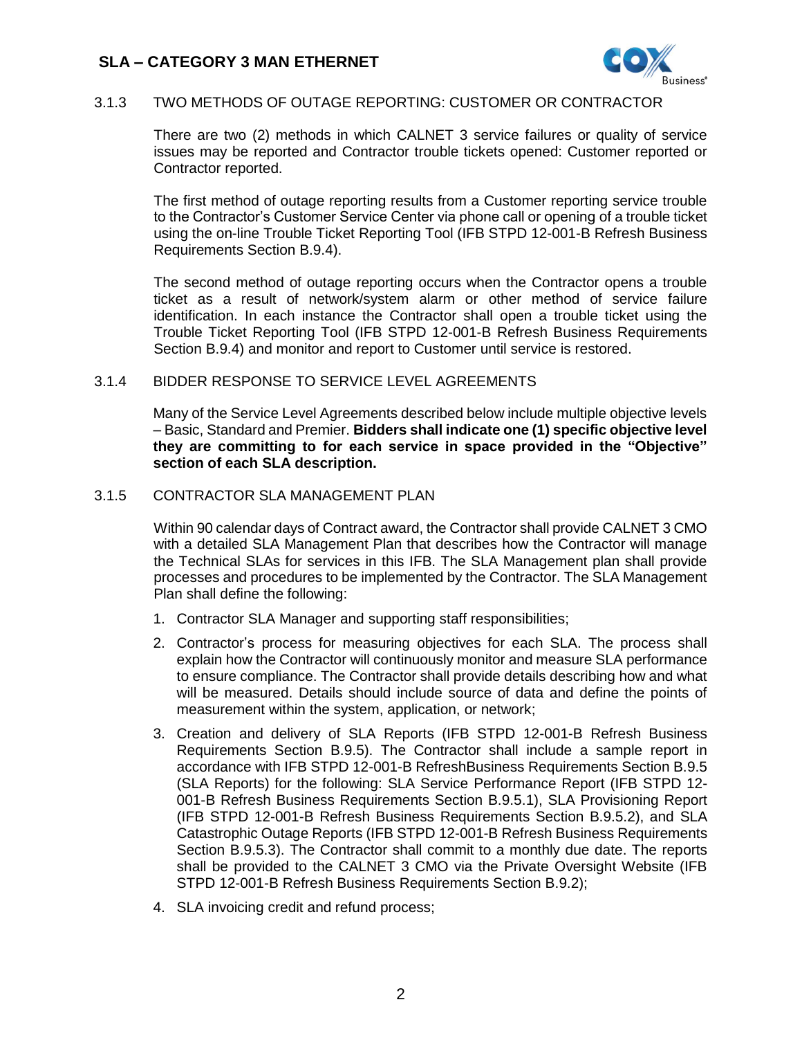### 3.1.3 TWO METHODS OF OUTAGE REPORTING: CUSTOMER OR CONTRACTOR

There are two (2) methods in which CALNET 3 service failures or quality of service issues may be reported and Contractor trouble tickets opened: Customer reported or Contractor reported.

The first method of outage reporting results from a Customer reporting service trouble to the Contractor's Customer Service Center via phone call or opening of a trouble ticket using the on-line Trouble Ticket Reporting Tool (IFB STPD 12-001-B Refresh Business Requirements Section B.9.4).

The second method of outage reporting occurs when the Contractor opens a trouble ticket as a result of network/system alarm or other method of service failure identification. In each instance the Contractor shall open a trouble ticket using the Trouble Ticket Reporting Tool (IFB STPD 12-001-B Refresh Business Requirements Section B.9.4) and monitor and report to Customer until service is restored.

### 3.1.4 BIDDER RESPONSE TO SERVICE LEVEL AGREEMENTS

Many of the Service Level Agreements described below include multiple objective levels – Basic, Standard and Premier. **Bidders shall indicate one (1) specific objective level they are committing to for each service in space provided in the "Objective" section of each SLA description.**

### 3.1.5 CONTRACTOR SLA MANAGEMENT PLAN

Within 90 calendar days of Contract award, the Contractor shall provide CALNET 3 CMO with a detailed SLA Management Plan that describes how the Contractor will manage the Technical SLAs for services in this IFB. The SLA Management plan shall provide processes and procedures to be implemented by the Contractor. The SLA Management Plan shall define the following:

1. Contractor SLA Manager and supporting staff responsibilities;
2. Contractor's process for measuring objectives for each SLA. The process shall explain how the Contractor will continuously monitor and measure SLA performance to ensure compliance. The Contractor shall provide details describing how and what will be measured. Details should include source of data and define the points of measurement within the system, application, or network;
3. Creation and delivery of SLA Reports (IFB STPD 12-001-B Refresh Business Requirements Section B.9.5). The Contractor shall include a sample report in accordance with IFB STPD 12-001-B RefreshBusiness Requirements Section B.9.5 (SLA Reports) for the following: SLA Service Performance Report (IFB STPD 12-001-B Refresh Business Requirements Section B.9.5.1), SLA Provisioning Report (IFB STPD 12-001-B Refresh Business Requirements Section B.9.5.2), and SLA Catastrophic Outage Reports (IFB STPD 12-001-B Refresh Business Requirements Section B.9.5.3). The Contractor shall commit to a monthly due date. The reports shall be provided to the CALNET 3 CMO via the Private Oversight Website (IFB STPD 12-001-B Refresh Business Requirements Section B.9.2);
4. SLA invoicing credit and refund process;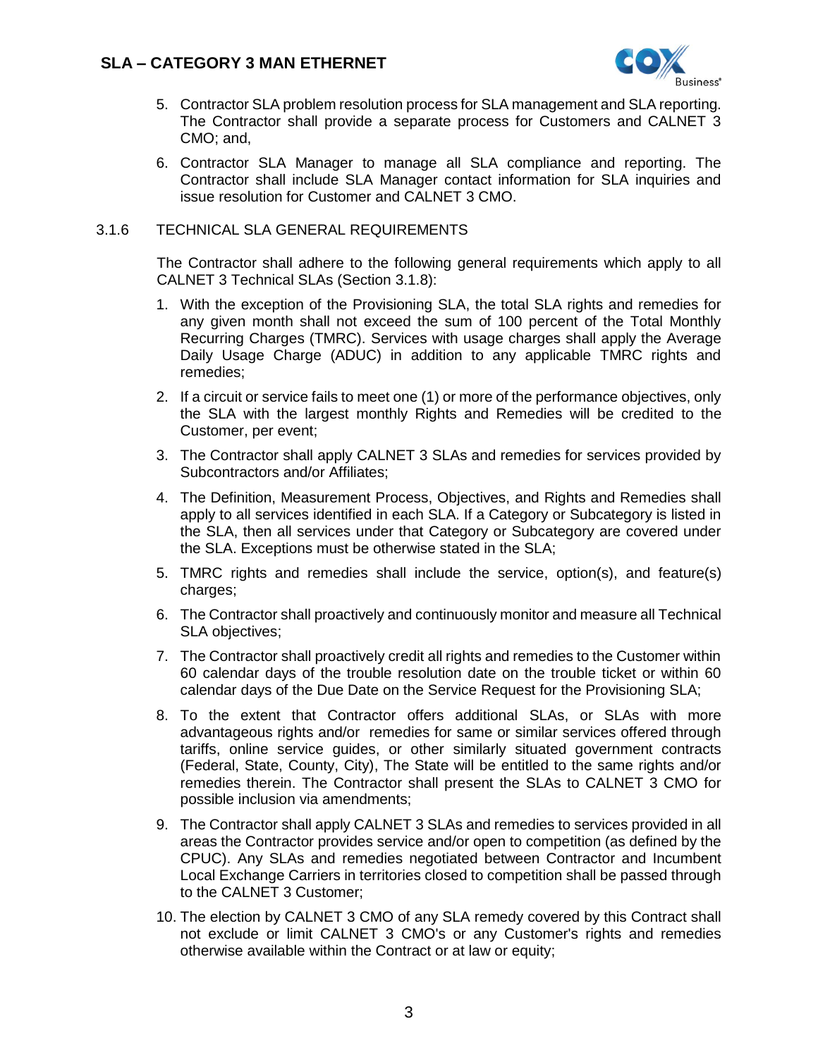5. Contractor SLA problem resolution process for SLA management and SLA reporting. The Contractor shall provide a separate process for Customers and CALNET 3 CMO; and,

6. Contractor SLA Manager to manage all SLA compliance and reporting. The Contractor shall include SLA Manager contact information for SLA inquiries and issue resolution for Customer and CALNET 3 CMO.

### 3.1.6 TECHNICAL SLA GENERAL REQUIREMENTS

The Contractor shall adhere to the following general requirements which apply to all CALNET 3 Technical SLAs (Section 3.1.8):

1. With the exception of the Provisioning SLA, the total SLA rights and remedies for any given month shall not exceed the sum of 100 percent of the Total Monthly Recurring Charges (TMRC). Services with usage charges shall apply the Average Daily Usage Charge (ADUC) in addition to any applicable TMRC rights and remedies;

2. If a circuit or service fails to meet one (1) or more of the performance objectives, only the SLA with the largest monthly Rights and Remedies will be credited to the Customer, per event;

3. The Contractor shall apply CALNET 3 SLAs and remedies for services provided by Subcontractors and/or Affiliates;

4. The Definition, Measurement Process, Objectives, and Rights and Remedies shall apply to all services identified in each SLA. If a Category or Subcategory is listed in the SLA, then all services under that Category or Subcategory are covered under the SLA. Exceptions must be otherwise stated in the SLA;

5. TMRC rights and remedies shall include the service, option(s), and feature(s) charges;

6. The Contractor shall proactively and continuously monitor and measure all Technical SLA objectives;

7. The Contractor shall proactively credit all rights and remedies to the Customer within 60 calendar days of the trouble resolution date on the trouble ticket or within 60 calendar days of the Due Date on the Service Request for the Provisioning SLA;

8. To the extent that Contractor offers additional SLAs, or SLAs with more advantageous rights and/or remedies for same or similar services offered through tariffs, online service guides, or other similarly situated government contracts (Federal, State, County, City), The State will be entitled to the same rights and/or remedies therein. The Contractor shall present the SLAs to CALNET 3 CMO for possible inclusion via amendments;

9. The Contractor shall apply CALNET 3 SLAs and remedies to services provided in all areas the Contractor provides service and/or open to competition (as defined by the CPUC). Any SLAs and remedies negotiated between Contractor and Incumbent Local Exchange Carriers in territories closed to competition shall be passed through to the CALNET 3 Customer;

10. The election by CALNET 3 CMO of any SLA remedy covered by this Contract shall not exclude or limit CALNET 3 CMO's or any Customer's rights and remedies otherwise available within the Contract or at law or equity;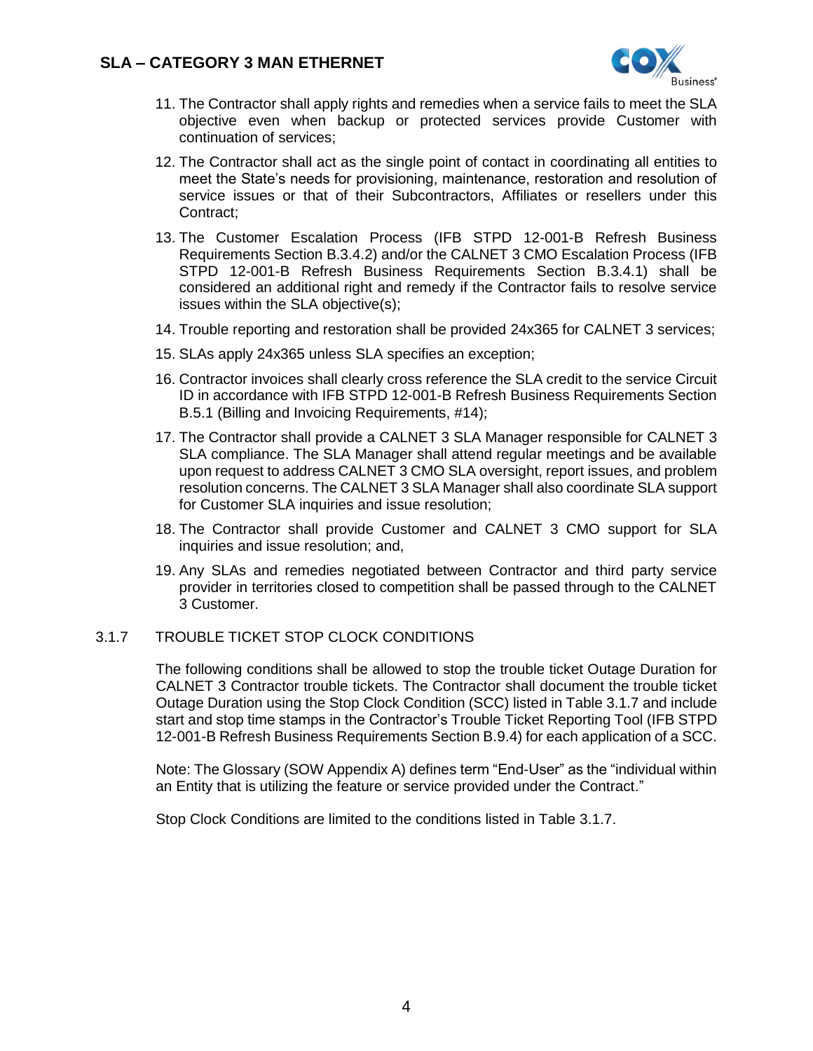11. The Contractor shall apply rights and remedies when a service fails to meet the SLA objective even when backup or protected services provide Customer with continuation of services;
12. The Contractor shall act as the single point of contact in coordinating all entities to meet the State's needs for provisioning, maintenance, restoration and resolution of service issues or that of their Subcontractors, Affiliates or resellers under this Contract;
13. The Customer Escalation Process (IFB STPD 12-001-B Refresh Business Requirements Section B.3.4.2) and/or the CALNET 3 CMO Escalation Process (IFB STPD 12-001-B Refresh Business Requirements Section B.3.4.1) shall be considered an additional right and remedy if the Contractor fails to resolve service issues within the SLA objective(s);
14. Trouble reporting and restoration shall be provided 24x365 for CALNET 3 services;
15. SLAs apply 24x365 unless SLA specifies an exception;
16. Contractor invoices shall clearly cross reference the SLA credit to the service Circuit ID in accordance with IFB STPD 12-001-B Refresh Business Requirements Section B.5.1 (Billing and Invoicing Requirements, #14);
17. The Contractor shall provide a CALNET 3 SLA Manager responsible for CALNET 3 SLA compliance. The SLA Manager shall attend regular meetings and be available upon request to address CALNET 3 CMO SLA oversight, report issues, and problem resolution concerns. The CALNET 3 SLA Manager shall also coordinate SLA support for Customer SLA inquiries and issue resolution;
18. The Contractor shall provide Customer and CALNET 3 CMO support for SLA inquiries and issue resolution; and,
19. Any SLAs and remedies negotiated between Contractor and third party service provider in territories closed to competition shall be passed through to the CALNET 3 Customer.

### 3.1.7 TROUBLE TICKET STOP CLOCK CONDITIONS

The following conditions shall be allowed to stop the trouble ticket Outage Duration for CALNET 3 Contractor trouble tickets. The Contractor shall document the trouble ticket Outage Duration using the Stop Clock Condition (SCC) listed in Table 3.1.7 and include start and stop time stamps in the Contractor's Trouble Ticket Reporting Tool (IFB STPD 12-001-B Refresh Business Requirements Section B.9.4) for each application of a SCC.

Note: The Glossary (SOW Appendix A) defines term "End-User" as the "individual within an Entity that is utilizing the feature or service provided under the Contract."

Stop Clock Conditions are limited to the conditions listed in Table 3.1.7.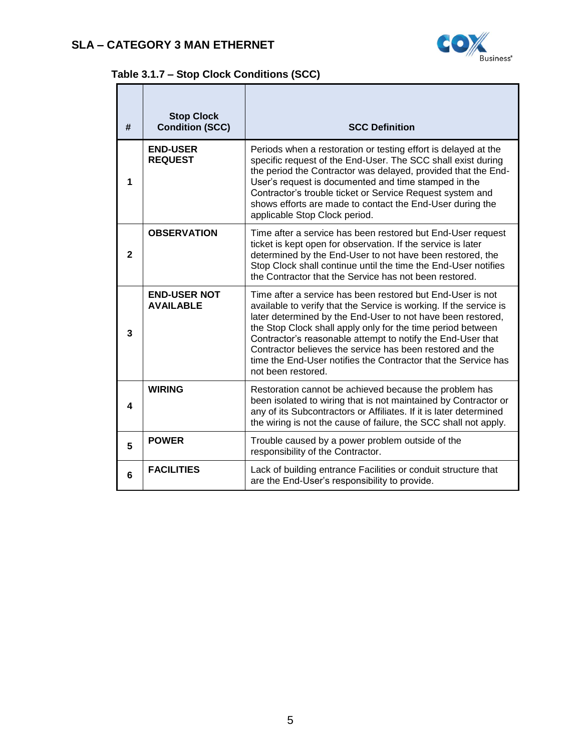**Table 3.1.7 – Stop Clock Conditions (SCC)**

| # | Stop Clock Condition (SCC) | SCC Definition |
|---|---|---|
| 1 | **END-USER REQUEST** | Periods when a restoration or testing effort is delayed at the specific request of the End-User. The SCC shall exist during the period the Contractor was delayed, provided that the End-User's request is documented and time stamped in the Contractor's trouble ticket or Service Request system and shows efforts are made to contact the End-User during the applicable Stop Clock period. |
| 2 | **OBSERVATION** | Time after a service has been restored but End-User request ticket is kept open for observation. If the service is later determined by the End-User to not have been restored, the Stop Clock shall continue until the time the End-User notifies the Contractor that the Service has not been restored. |
| 3 | **END-USER NOT AVAILABLE** | Time after a service has been restored but End-User is not available to verify that the Service is working. If the service is later determined by the End-User to not have been restored, the Stop Clock shall apply only for the time period between Contractor's reasonable attempt to notify the End-User that Contractor believes the service has been restored and the time the End-User notifies the Contractor that the Service has not been restored. |
| 4 | **WIRING** | Restoration cannot be achieved because the problem has been isolated to wiring that is not maintained by Contractor or any of its Subcontractors or Affiliates. If it is later determined the wiring is not the cause of failure, the SCC shall not apply. |
| 5 | **POWER** | Trouble caused by a power problem outside of the responsibility of the Contractor. |
| 6 | **FACILITIES** | Lack of building entrance Facilities or conduit structure that are the End-User's responsibility to provide. |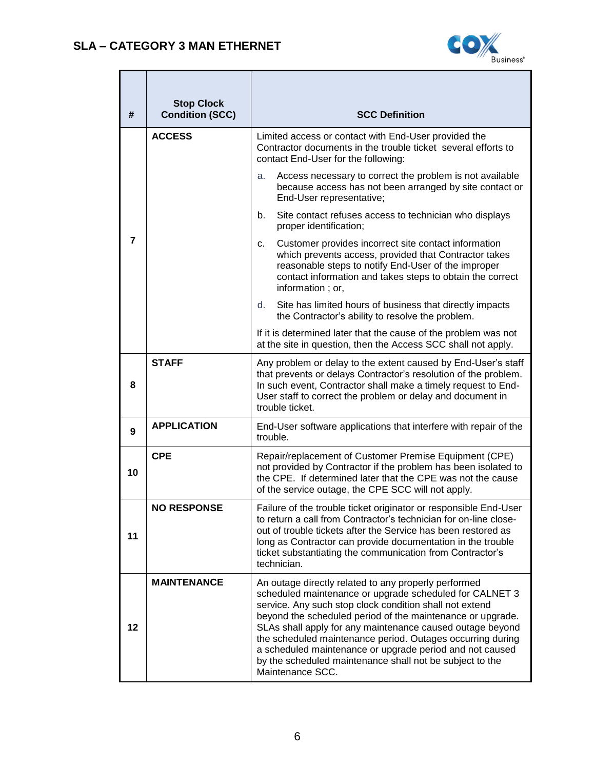## SLA – CATEGORY 3 MAN ETHERNET

| # | Stop Clock Condition (SCC) | SCC Definition |
|---|---|---|
| 7 | **ACCESS** | Limited access or contact with End-User provided the Contractor documents in the trouble ticket several efforts to contact End-User for the following:<br><br>a. Access necessary to correct the problem is not available because access has not been arranged by site contact or End-User representative;<br><br>b. Site contact refuses access to technician who displays proper identification;<br><br>c. Customer provides incorrect site contact information which prevents access, provided that Contractor takes reasonable steps to notify End-User of the improper contact information and takes steps to obtain the correct information ; or,<br><br>d. Site has limited hours of business that directly impacts the Contractor's ability to resolve the problem.<br><br>If it is determined later that the cause of the problem was not at the site in question, then the Access SCC shall not apply. |
| 8 | **STAFF** | Any problem or delay to the extent caused by End-User's staff that prevents or delays Contractor's resolution of the problem. In such event, Contractor shall make a timely request to End-User staff to correct the problem or delay and document in trouble ticket. |
| 9 | **APPLICATION** | End-User software applications that interfere with repair of the trouble. |
| 10 | **CPE** | Repair/replacement of Customer Premise Equipment (CPE) not provided by Contractor if the problem has been isolated to the CPE. If determined later that the CPE was not the cause of the service outage, the CPE SCC will not apply. |
| 11 | **NO RESPONSE** | Failure of the trouble ticket originator or responsible End-User to return a call from Contractor's technician for on-line close-out of trouble tickets after the Service has been restored as long as Contractor can provide documentation in the trouble ticket substantiating the communication from Contractor's technician. |
| 12 | **MAINTENANCE** | An outage directly related to any properly performed scheduled maintenance or upgrade scheduled for CALNET 3 service. Any such stop clock condition shall not extend beyond the scheduled period of the maintenance or upgrade. SLAs shall apply for any maintenance caused outage beyond the scheduled maintenance period. Outages occurring during a scheduled maintenance or upgrade period and not caused by the scheduled maintenance shall not be subject to the Maintenance SCC. |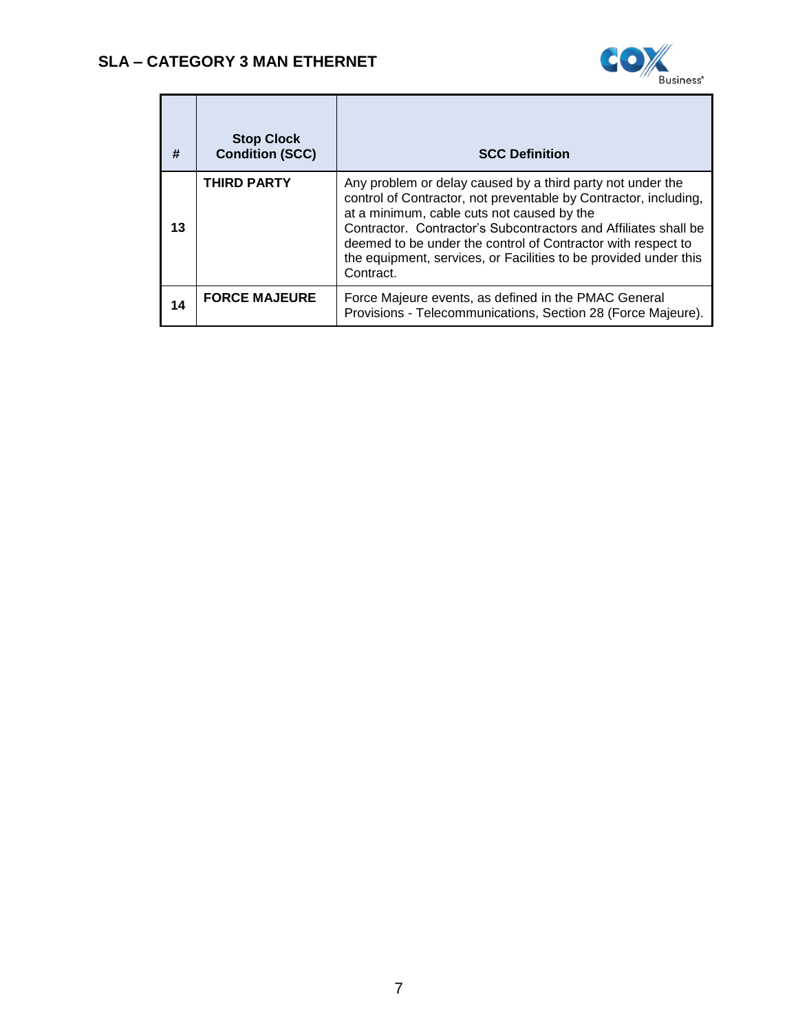| # | Stop Clock Condition (SCC) | SCC Definition |
|---|---|---|
| 13 | **THIRD PARTY** | Any problem or delay caused by a third party not under the control of Contractor, not preventable by Contractor, including, at a minimum, cable cuts not caused by the Contractor. Contractor's Subcontractors and Affiliates shall be deemed to be under the control of Contractor with respect to the equipment, services, or Facilities to be provided under this Contract. |
| 14 | **FORCE MAJEURE** | Force Majeure events, as defined in the PMAC General Provisions - Telecommunications, Section 28 (Force Majeure). |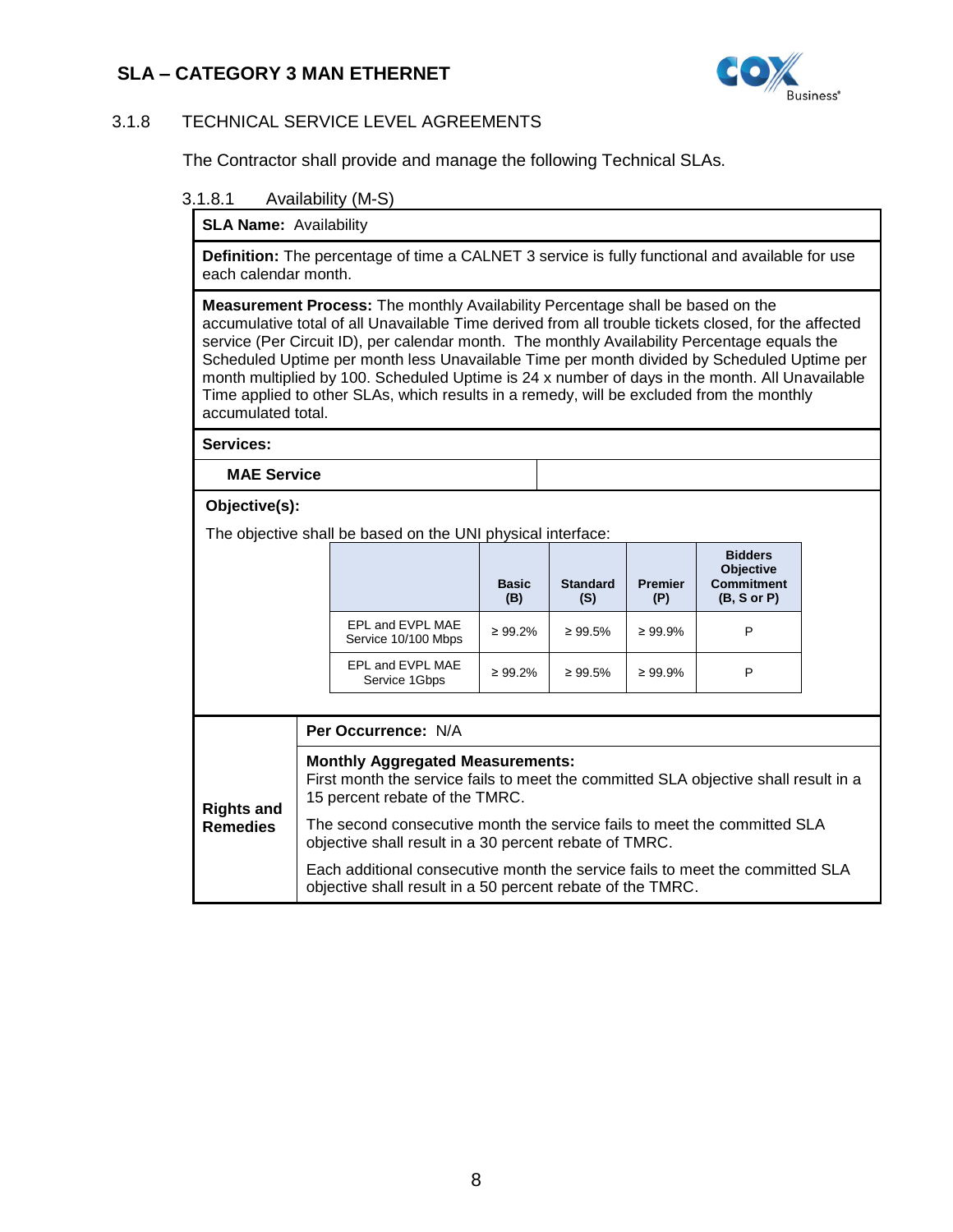### 3.1.8 TECHNICAL SERVICE LEVEL AGREEMENTS

The Contractor shall provide and manage the following Technical SLAs.

#### 3.1.8.1 Availability (M-S)

**SLA Name:** Availability

**Definition:** The percentage of time a CALNET 3 service is fully functional and available for use each calendar month.

**Measurement Process:** The monthly Availability Percentage shall be based on the accumulative total of all Unavailable Time derived from all trouble tickets closed, for the affected service (Per Circuit ID), per calendar month. The monthly Availability Percentage equals the Scheduled Uptime per month less Unavailable Time per month divided by Scheduled Uptime per month multiplied by 100. Scheduled Uptime is 24 x number of days in the month. All Unavailable Time applied to other SLAs, which results in a remedy, will be excluded from the monthly accumulated total.

**Services:**

**MAE Service**

**Objective(s):**

The objective shall be based on the UNI physical interface:

| | Basic (B) | Standard (S) | Premier (P) | Bidders Objective Commitment (B, S or P) |
|---|---|---|---|---|
| EPL and EVPL MAE Service 10/100 Mbps | ≥ 99.2% | ≥ 99.5% | ≥ 99.9% | P |
| EPL and EVPL MAE Service 1Gbps | ≥ 99.2% | ≥ 99.5% | ≥ 99.9% | P |

**Rights and Remedies**

**Per Occurrence:** N/A

**Monthly Aggregated Measurements:**
First month the service fails to meet the committed SLA objective shall result in a 15 percent rebate of the TMRC.

The second consecutive month the service fails to meet the committed SLA objective shall result in a 30 percent rebate of TMRC.

Each additional consecutive month the service fails to meet the committed SLA objective shall result in a 50 percent rebate of the TMRC.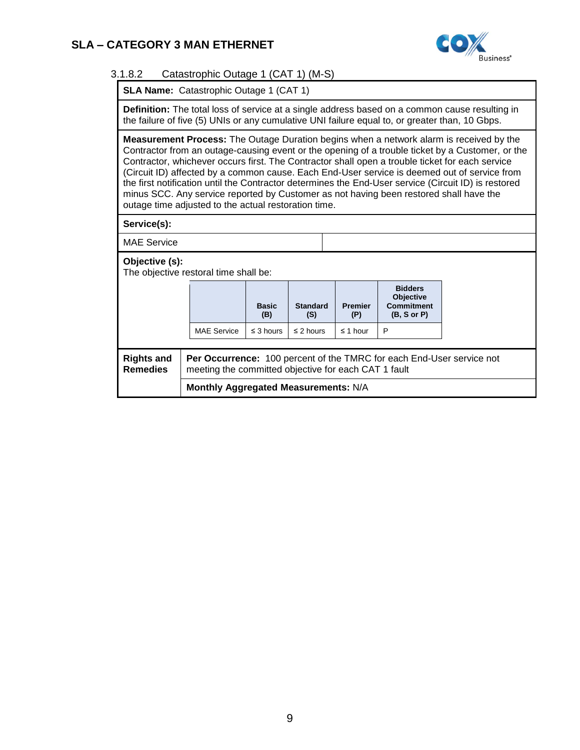#### 3.1.8.2 Catastrophic Outage 1 (CAT 1) (M-S)

**SLA Name:** Catastrophic Outage 1 (CAT 1)

**Definition:** The total loss of service at a single address based on a common cause resulting in the failure of five (5) UNIs or any cumulative UNI failure equal to, or greater than, 10 Gbps.

**Measurement Process:** The Outage Duration begins when a network alarm is received by the Contractor from an outage-causing event or the opening of a trouble ticket by a Customer, or the Contractor, whichever occurs first. The Contractor shall open a trouble ticket for each service (Circuit ID) affected by a common cause. Each End-User service is deemed out of service from the first notification until the Contractor determines the End-User service (Circuit ID) is restored minus SCC. Any service reported by Customer as not having been restored shall have the outage time adjusted to the actual restoration time.

**Service(s):**

MAE Service

**Objective (s):**
The objective restoral time shall be:

| | Basic (B) | Standard (S) | Premier (P) | Bidders Objective Commitment (B, S or P) |
|---|---|---|---|---|
| MAE Service | ≤ 3 hours | ≤ 2 hours | ≤ 1 hour | P |

**Rights and Remedies**

**Per Occurrence:** 100 percent of the TMRC for each End-User service not meeting the committed objective for each CAT 1 fault

**Monthly Aggregated Measurements:** N/A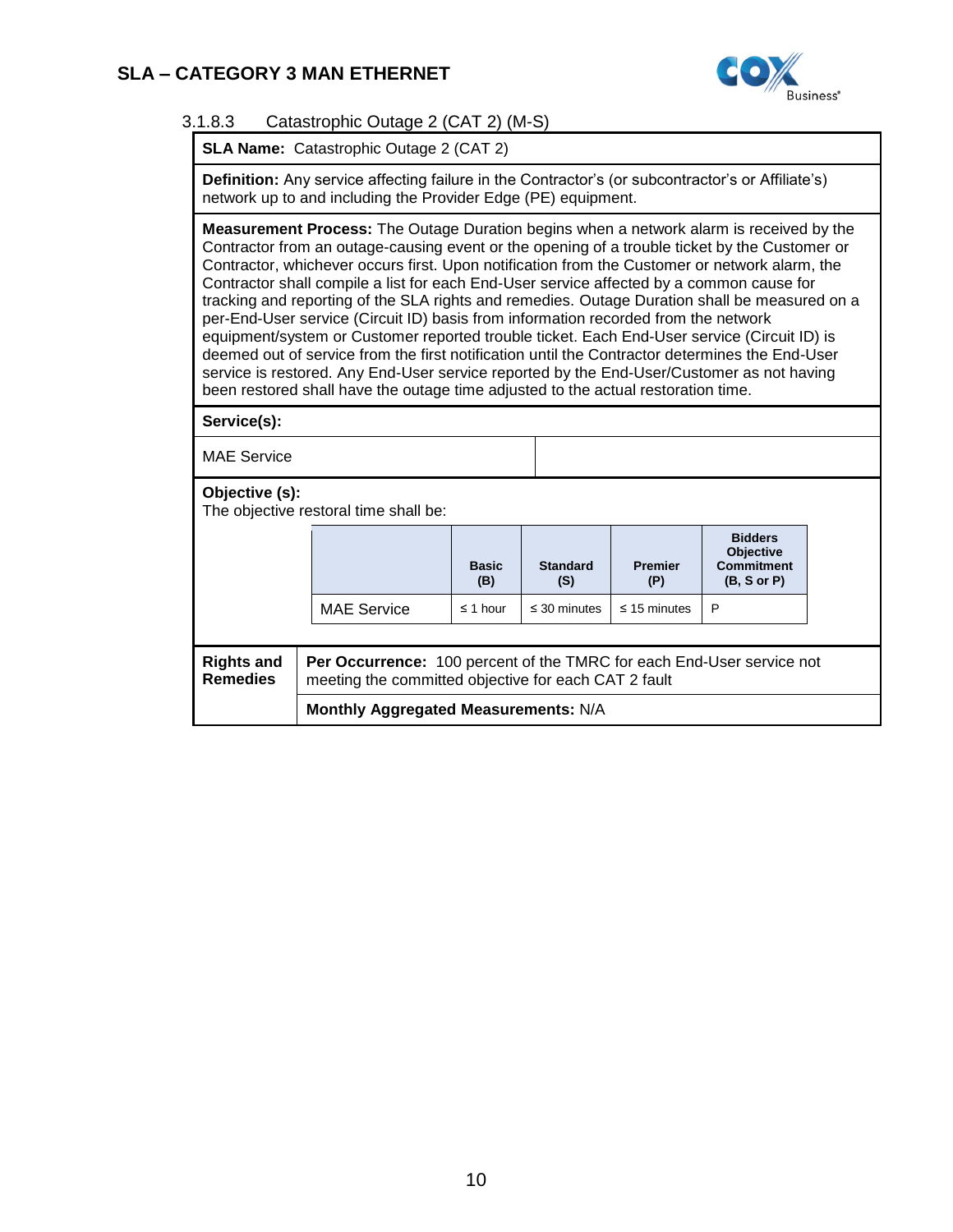#### 3.1.8.3 Catastrophic Outage 2 (CAT 2) (M-S)

**SLA Name:** Catastrophic Outage 2 (CAT 2)

**Definition:** Any service affecting failure in the Contractor's (or subcontractor's or Affiliate's) network up to and including the Provider Edge (PE) equipment.

**Measurement Process:** The Outage Duration begins when a network alarm is received by the Contractor from an outage-causing event or the opening of a trouble ticket by the Customer or Contractor, whichever occurs first. Upon notification from the Customer or network alarm, the Contractor shall compile a list for each End-User service affected by a common cause for tracking and reporting of the SLA rights and remedies. Outage Duration shall be measured on a per-End-User service (Circuit ID) basis from information recorded from the network equipment/system or Customer reported trouble ticket. Each End-User service (Circuit ID) is deemed out of service from the first notification until the Contractor determines the End-User service is restored. Any End-User service reported by the End-User/Customer as not having been restored shall have the outage time adjusted to the actual restoration time.

**Service(s):**

MAE Service

**Objective (s):**
The objective restoral time shall be:

| | Basic (B) | Standard (S) | Premier (P) | Bidders Objective Commitment (B, S or P) |
|---|---|---|---|---|
| MAE Service | ≤ 1 hour | ≤ 30 minutes | ≤ 15 minutes | P |

**Rights and Remedies**

**Per Occurrence:** 100 percent of the TMRC for each End-User service not meeting the committed objective for each CAT 2 fault

**Monthly Aggregated Measurements:** N/A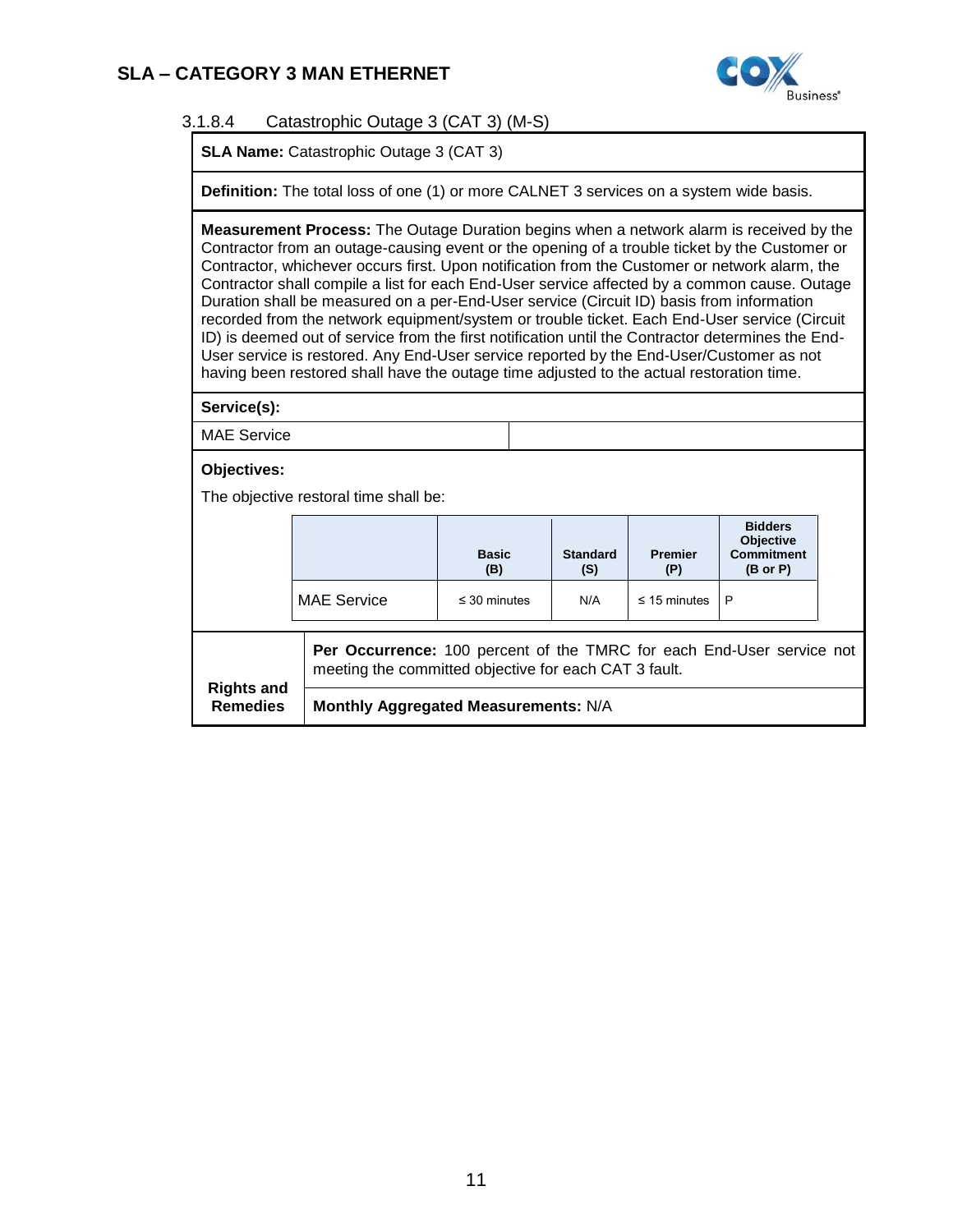#### 3.1.8.4 Catastrophic Outage 3 (CAT 3) (M-S)

**SLA Name:** Catastrophic Outage 3 (CAT 3)

**Definition:** The total loss of one (1) or more CALNET 3 services on a system wide basis.

**Measurement Process:** The Outage Duration begins when a network alarm is received by the Contractor from an outage-causing event or the opening of a trouble ticket by the Customer or Contractor, whichever occurs first. Upon notification from the Customer or network alarm, the Contractor shall compile a list for each End-User service affected by a common cause. Outage Duration shall be measured on a per-End-User service (Circuit ID) basis from information recorded from the network equipment/system or trouble ticket. Each End-User service (Circuit ID) is deemed out of service from the first notification until the Contractor determines the End-User service is restored. Any End-User service reported by the End-User/Customer as not having been restored shall have the outage time adjusted to the actual restoration time.

**Service(s):**

MAE Service

**Objectives:**

The objective restoral time shall be:

| | Basic (B) | Standard (S) | Premier (P) | Bidders Objective Commitment (B or P) |
|---|---|---|---|---|
| MAE Service | ≤ 30 minutes | N/A | ≤ 15 minutes | P |

**Rights and Remedies**

**Per Occurrence:** 100 percent of the TMRC for each End-User service not meeting the committed objective for each CAT 3 fault.

**Monthly Aggregated Measurements:** N/A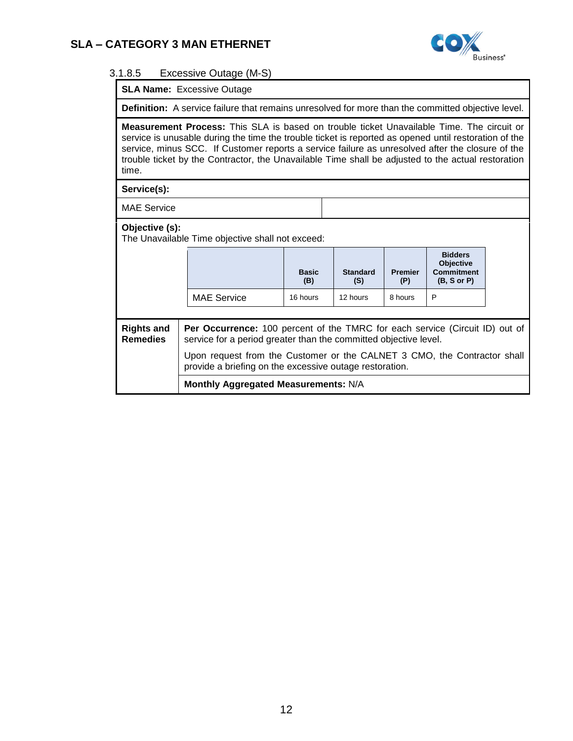### 3.1.8.5 Excessive Outage (M-S)

**SLA Name:** Excessive Outage

**Definition:** A service failure that remains unresolved for more than the committed objective level.

**Measurement Process:** This SLA is based on trouble ticket Unavailable Time. The circuit or service is unusable during the time the trouble ticket is reported as opened until restoration of the service, minus SCC. If Customer reports a service failure as unresolved after the closure of the trouble ticket by the Contractor, the Unavailable Time shall be adjusted to the actual restoration time.

**Service(s):**

MAE Service

**Objective (s):**
The Unavailable Time objective shall not exceed:

| | Basic (B) | Standard (S) | Premier (P) | Bidders Objective Commitment (B, S or P) |
|---|---|---|---|---|
| MAE Service | 16 hours | 12 hours | 8 hours | P |

**Rights and Remedies**

**Per Occurrence:** 100 percent of the TMRC for each service (Circuit ID) out of service for a period greater than the committed objective level.

Upon request from the Customer or the CALNET 3 CMO, the Contractor shall provide a briefing on the excessive outage restoration.

**Monthly Aggregated Measurements:** N/A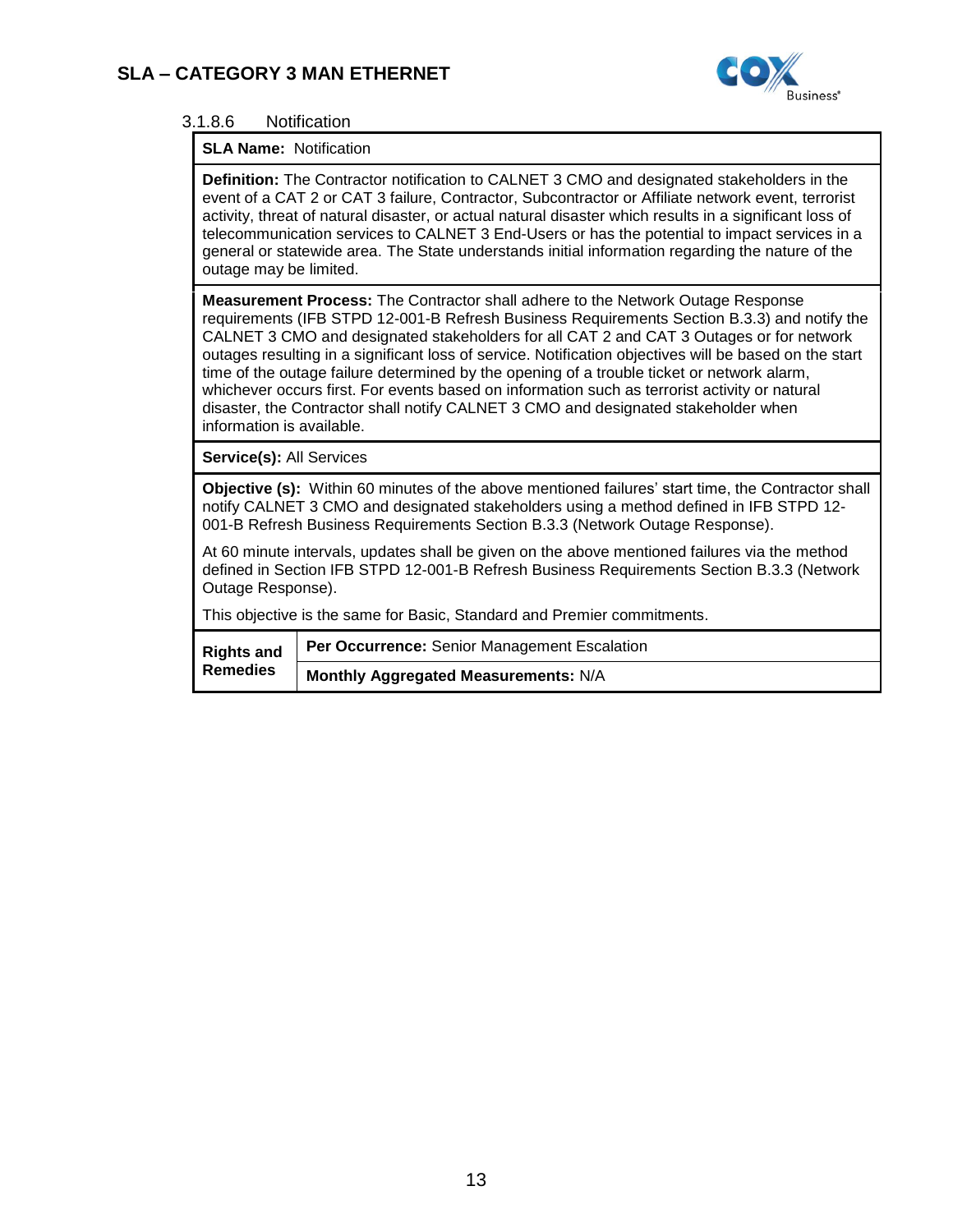#### 3.1.8.6 Notification

| **SLA Name:** Notification | |
|---|---|
| **Definition:** The Contractor notification to CALNET 3 CMO and designated stakeholders in the event of a CAT 2 or CAT 3 failure, Contractor, Subcontractor or Affiliate network event, terrorist activity, threat of natural disaster, or actual natural disaster which results in a significant loss of telecommunication services to CALNET 3 End-Users or has the potential to impact services in a general or statewide area. The State understands initial information regarding the nature of the outage may be limited. | |
| **Measurement Process:** The Contractor shall adhere to the Network Outage Response requirements (IFB STPD 12-001-B Refresh Business Requirements Section B.3.3) and notify the CALNET 3 CMO and designated stakeholders for all CAT 2 and CAT 3 Outages or for network outages resulting in a significant loss of service. Notification objectives will be based on the start time of the outage failure determined by the opening of a trouble ticket or network alarm, whichever occurs first. For events based on information such as terrorist activity or natural disaster, the Contractor shall notify CALNET 3 CMO and designated stakeholder when information is available. | |
| **Service(s):** All Services | |
| **Objective (s):** Within 60 minutes of the above mentioned failures' start time, the Contractor shall notify CALNET 3 CMO and designated stakeholders using a method defined in IFB STPD 12-001-B Refresh Business Requirements Section B.3.3 (Network Outage Response).<br><br>At 60 minute intervals, updates shall be given on the above mentioned failures via the method defined in Section IFB STPD 12-001-B Refresh Business Requirements Section B.3.3 (Network Outage Response).<br><br>This objective is the same for Basic, Standard and Premier commitments. | |
| **Rights and Remedies** | **Per Occurrence:** Senior Management Escalation |
| | **Monthly Aggregated Measurements:** N/A |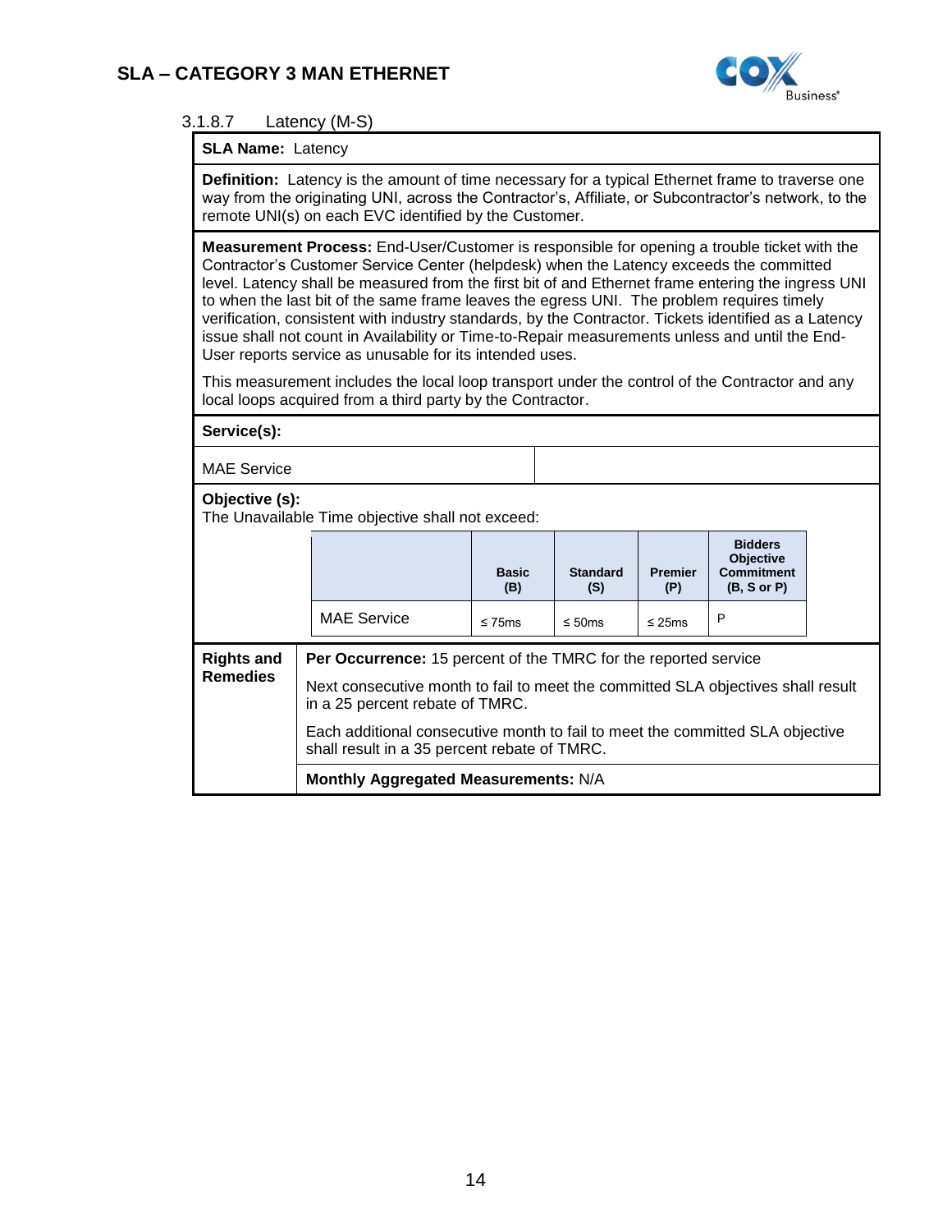### 3.1.8.7 Latency (M-S)

**SLA Name:** Latency

**Definition:** Latency is the amount of time necessary for a typical Ethernet frame to traverse one way from the originating UNI, across the Contractor's, Affiliate, or Subcontractor's network, to the remote UNI(s) on each EVC identified by the Customer.

**Measurement Process:** End-User/Customer is responsible for opening a trouble ticket with the Contractor's Customer Service Center (helpdesk) when the Latency exceeds the committed level. Latency shall be measured from the first bit of and Ethernet frame entering the ingress UNI to when the last bit of the same frame leaves the egress UNI. The problem requires timely verification, consistent with industry standards, by the Contractor. Tickets identified as a Latency issue shall not count in Availability or Time-to-Repair measurements unless and until the End-User reports service as unusable for its intended uses.

This measurement includes the local loop transport under the control of the Contractor and any local loops acquired from a third party by the Contractor.

**Service(s):**

MAE Service

**Objective (s):**
The Unavailable Time objective shall not exceed:

| | Basic (B) | Standard (S) | Premier (P) | Bidders Objective Commitment (B, S or P) |
|---|---|---|---|---|
| MAE Service | ≤ 75ms | ≤ 50ms | ≤ 25ms | P |

**Rights and Remedies**

**Per Occurrence:** 15 percent of the TMRC for the reported service

Next consecutive month to fail to meet the committed SLA objectives shall result in a 25 percent rebate of TMRC.

Each additional consecutive month to fail to meet the committed SLA objective shall result in a 35 percent rebate of TMRC.

**Monthly Aggregated Measurements:** N/A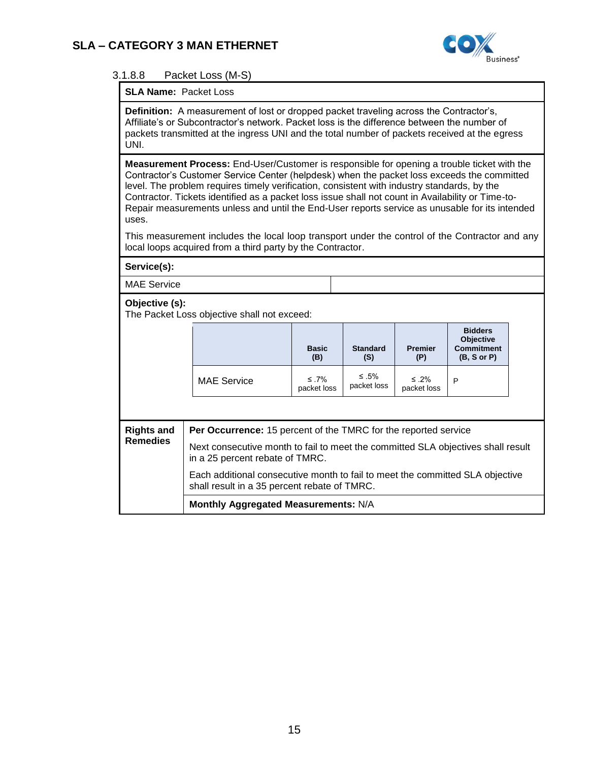#### 3.1.8.8 Packet Loss (M-S)

**SLA Name:** Packet Loss

**Definition:** A measurement of lost or dropped packet traveling across the Contractor's, Affiliate's or Subcontractor's network. Packet loss is the difference between the number of packets transmitted at the ingress UNI and the total number of packets received at the egress UNI.

**Measurement Process:** End-User/Customer is responsible for opening a trouble ticket with the Contractor's Customer Service Center (helpdesk) when the packet loss exceeds the committed level. The problem requires timely verification, consistent with industry standards, by the Contractor. Tickets identified as a packet loss issue shall not count in Availability or Time-to-Repair measurements unless and until the End-User reports service as unusable for its intended uses.

This measurement includes the local loop transport under the control of the Contractor and any local loops acquired from a third party by the Contractor.

**Service(s):**

MAE Service

**Objective (s):**
The Packet Loss objective shall not exceed:

| | Basic (B) | Standard (S) | Premier (P) | Bidders Objective Commitment (B, S or P) |
|---|---|---|---|---|
| MAE Service | ≤ .7% packet loss | ≤ .5% packet loss | ≤ .2% packet loss | P |

**Rights and Remedies**

**Per Occurrence:** 15 percent of the TMRC for the reported service

Next consecutive month to fail to meet the committed SLA objectives shall result in a 25 percent rebate of TMRC.

Each additional consecutive month to fail to meet the committed SLA objective shall result in a 35 percent rebate of TMRC.

**Monthly Aggregated Measurements:** N/A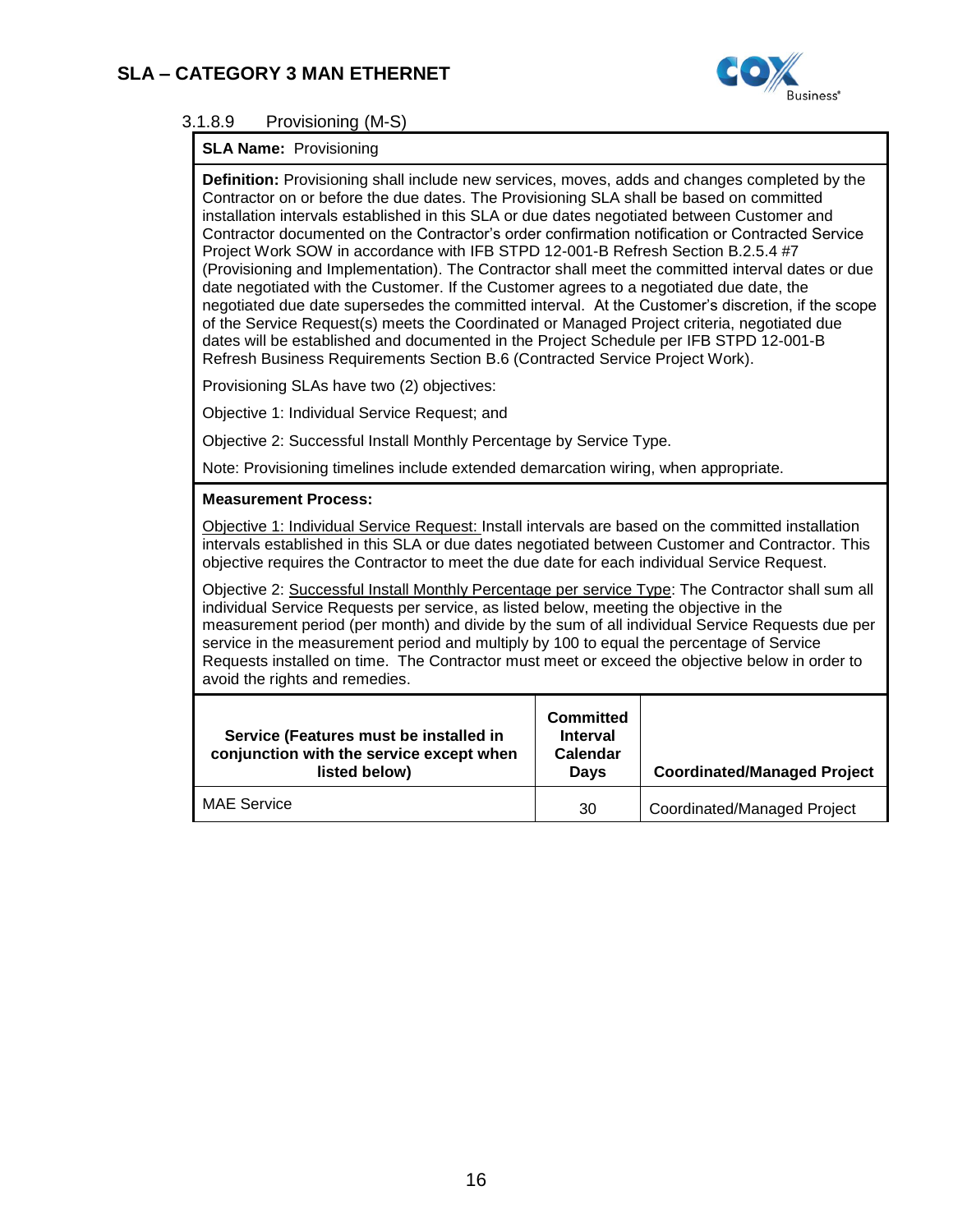#### 3.1.8.9 Provisioning (M-S)

**SLA Name:** Provisioning

**Definition:** Provisioning shall include new services, moves, adds and changes completed by the Contractor on or before the due dates. The Provisioning SLA shall be based on committed installation intervals established in this SLA or due dates negotiated between Customer and Contractor documented on the Contractor's order confirmation notification or Contracted Service Project Work SOW in accordance with IFB STPD 12-001-B Refresh Section B.2.5.4 #7 (Provisioning and Implementation). The Contractor shall meet the committed interval dates or due date negotiated with the Customer. If the Customer agrees to a negotiated due date, the negotiated due date supersedes the committed interval. At the Customer's discretion, if the scope of the Service Request(s) meets the Coordinated or Managed Project criteria, negotiated due dates will be established and documented in the Project Schedule per IFB STPD 12-001-B Refresh Business Requirements Section B.6 (Contracted Service Project Work).

Provisioning SLAs have two (2) objectives:

Objective 1: Individual Service Request; and

Objective 2: Successful Install Monthly Percentage by Service Type.

Note: Provisioning timelines include extended demarcation wiring, when appropriate.

**Measurement Process:**

Objective 1: Individual Service Request: Install intervals are based on the committed installation intervals established in this SLA or due dates negotiated between Customer and Contractor. This objective requires the Contractor to meet the due date for each individual Service Request.

Objective 2: Successful Install Monthly Percentage per service Type: The Contractor shall sum all individual Service Requests per service, as listed below, meeting the objective in the measurement period (per month) and divide by the sum of all individual Service Requests due per service in the measurement period and multiply by 100 to equal the percentage of Service Requests installed on time. The Contractor must meet or exceed the objective below in order to avoid the rights and remedies.

| Service (Features must be installed in conjunction with the service except when listed below) | Committed Interval Calendar Days | Coordinated/Managed Project |
|---|---|---|
| MAE Service | 30 | Coordinated/Managed Project |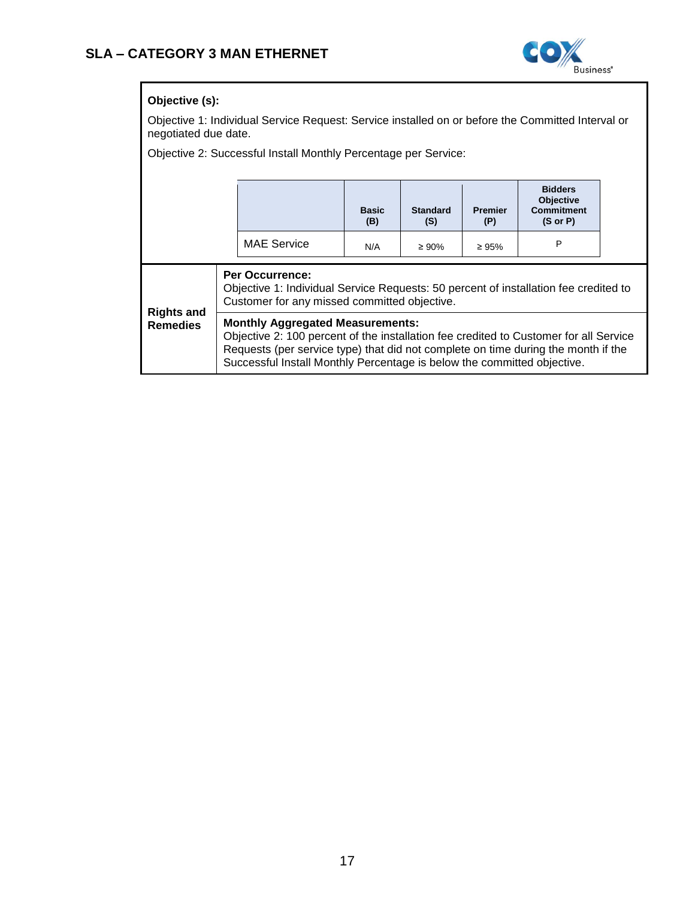## SLA – CATEGORY 3 MAN ETHERNET

**Objective (s):**

Objective 1: Individual Service Request: Service installed on or before the Committed Interval or negotiated due date.

Objective 2: Successful Install Monthly Percentage per Service:

| | Basic (B) | Standard (S) | Premier (P) | Bidders Objective Commitment (S or P) |
|---|---|---|---|---|
| MAE Service | N/A | ≥ 90% | ≥ 95% | P |

| Rights and Remedies | |
|---|---|
| | **Per Occurrence:** Objective 1: Individual Service Requests: 50 percent of installation fee credited to Customer for any missed committed objective. |
| | **Monthly Aggregated Measurements:** Objective 2: 100 percent of the installation fee credited to Customer for all Service Requests (per service type) that did not complete on time during the month if the Successful Install Monthly Percentage is below the committed objective. |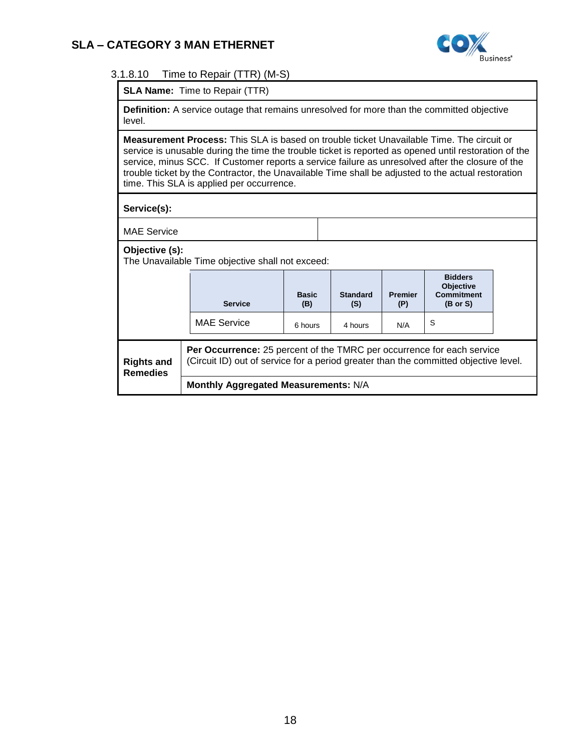## SLA – CATEGORY 3 MAN ETHERNET

### 3.1.8.10 Time to Repair (TTR) (M-S)

**SLA Name:** Time to Repair (TTR)

**Definition:** A service outage that remains unresolved for more than the committed objective level.

**Measurement Process:** This SLA is based on trouble ticket Unavailable Time. The circuit or service is unusable during the time the trouble ticket is reported as opened until restoration of the service, minus SCC. If Customer reports a service failure as unresolved after the closure of the trouble ticket by the Contractor, the Unavailable Time shall be adjusted to the actual restoration time. This SLA is applied per occurrence.

**Service(s):**

MAE Service

**Objective (s):**
The Unavailable Time objective shall not exceed:

| Service | Basic (B) | Standard (S) | Premier (P) | Bidders Objective Commitment (B or S) |
|---|---|---|---|---|
| MAE Service | 6 hours | 4 hours | N/A | S |

**Rights and Remedies**

**Per Occurrence:** 25 percent of the TMRC per occurrence for each service (Circuit ID) out of service for a period greater than the committed objective level.

**Monthly Aggregated Measurements:** N/A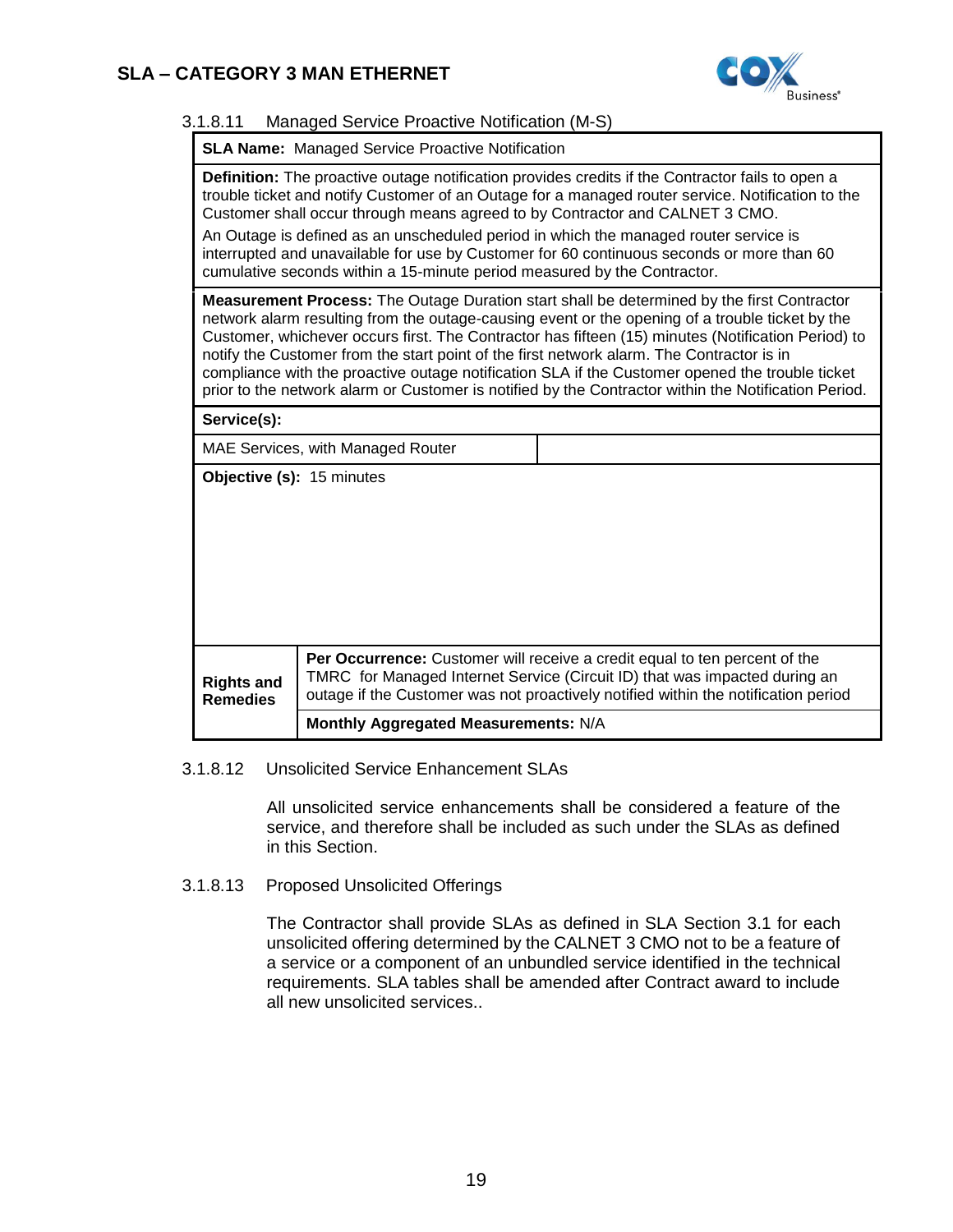#### 3.1.8.11 Managed Service Proactive Notification (M-S)

| **SLA Name:** Managed Service Proactive Notification | |
|---|---|
| **Definition:** The proactive outage notification provides credits if the Contractor fails to open a trouble ticket and notify Customer of an Outage for a managed router service. Notification to the Customer shall occur through means agreed to by Contractor and CALNET 3 CMO.<br><br>An Outage is defined as an unscheduled period in which the managed router service is interrupted and unavailable for use by Customer for 60 continuous seconds or more than 60 cumulative seconds within a 15-minute period measured by the Contractor. | |
| **Measurement Process:** The Outage Duration start shall be determined by the first Contractor network alarm resulting from the outage-causing event or the opening of a trouble ticket by the Customer, whichever occurs first. The Contractor has fifteen (15) minutes (Notification Period) to notify the Customer from the start point of the first network alarm. The Contractor is in compliance with the proactive outage notification SLA if the Customer opened the trouble ticket prior to the network alarm or Customer is notified by the Contractor within the Notification Period. | |
| **Service(s):** | |
| MAE Services, with Managed Router | |
| **Objective (s):** 15 minutes | |
| **Rights and Remedies** | **Per Occurrence:** Customer will receive a credit equal to ten percent of the TMRC for Managed Internet Service (Circuit ID) that was impacted during an outage if the Customer was not proactively notified within the notification period |
| | **Monthly Aggregated Measurements:** N/A |

#### 3.1.8.12 Unsolicited Service Enhancement SLAs

All unsolicited service enhancements shall be considered a feature of the service, and therefore shall be included as such under the SLAs as defined in this Section.

#### 3.1.8.13 Proposed Unsolicited Offerings

The Contractor shall provide SLAs as defined in SLA Section 3.1 for each unsolicited offering determined by the CALNET 3 CMO not to be a feature of a service or a component of an unbundled service identified in the technical requirements. SLA tables shall be amended after Contract award to include all new unsolicited services..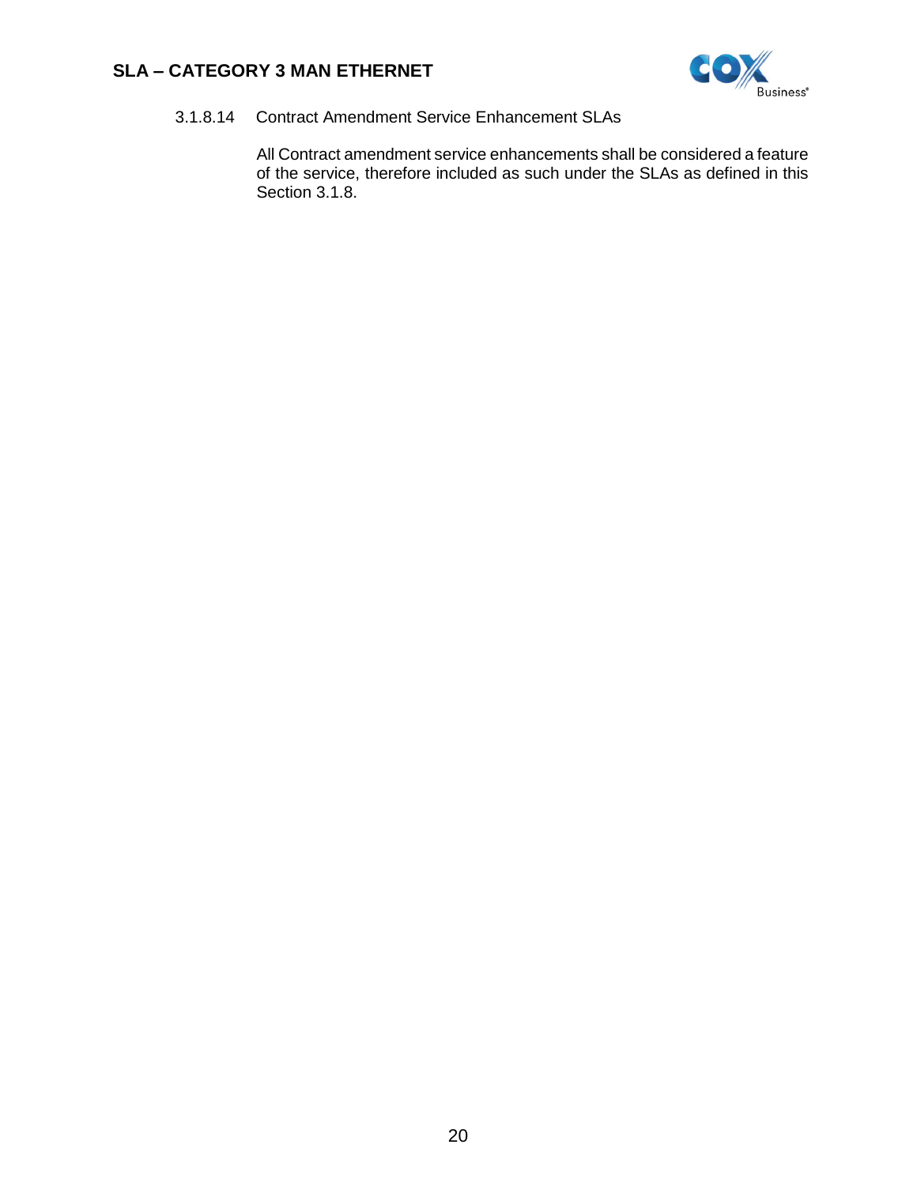#### 3.1.8.14 Contract Amendment Service Enhancement SLAs

All Contract amendment service enhancements shall be considered a feature of the service, therefore included as such under the SLAs as defined in this Section 3.1.8.